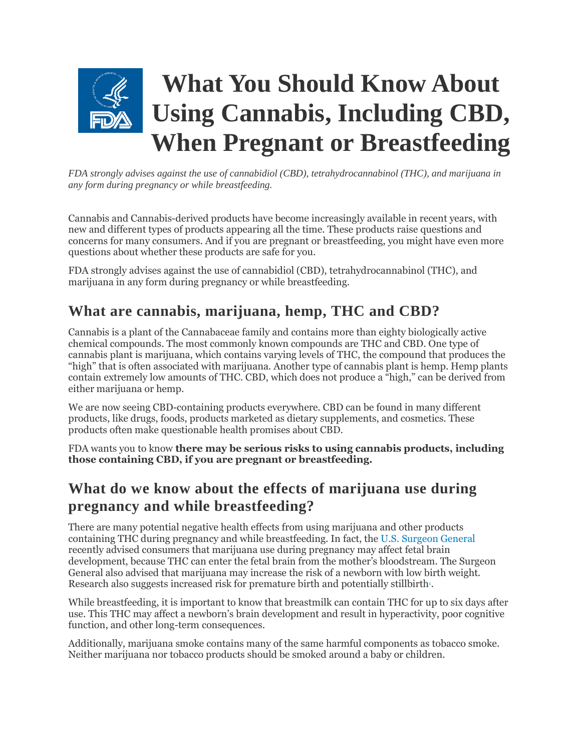# What You Should Know About Using Cannabis, Including CBD, When Pregnant or Breastfeeding

*FDA strongly advises against the use of cannabidiol (CBD), tetrahydrocannabinol (THC), and marijuana in any form during pregnancy or while breastfeeding.*

Cannabis and Cannabis-derived products have become increasingly available in recent years, with new and different types of products appearing all the time. These products raise questions and concerns for many consumers. And if you are pregnant or breastfeeding, you might have even more questions about whether these products are safe for you.

FDA strongly advises against the use of cannabidiol (CBD), tetrahydrocannabinol (THC), and marijuana in any form during pregnancy or while breastfeeding.

## What are cannabis, marijuana, hemp, THC and CBD?

Cannabis is a plant of the Cannabaceae family and contains more than eighty biologically active chemical compounds. The most commonly known compounds are THC and CBD. One type of cannabis plant is marijuana, which contains varying levels of THC, the compound that produces the "high" that is often associated with marijuana. Another type of cannabis plant is hemp. Hemp plants contain extremely low amounts of THC. CBD, which does not produce a "high," can be derived from either marijuana or hemp.

We are now seeing CBD-containing products everywhere. CBD can be found in many different products, like drugs, foods, products marketed as dietary supplements, and cosmetics. These products often make questionable health promises about CBD.

FDA wants you to know **there may be serious risks to using cannabis products, including those containing CBD, if you are pregnant or breastfeeding.**

## What do we know about the effects of marijuana use during pregnancy and while breastfeeding?

There are many potential negative health effects from using marijuana and other products containing THC during pregnancy and while breastfeeding. In fact, the U.S. Surgeon General recently advised consumers that marijuana use during pregnancy may affect fetal brain development, because THC can enter the fetal brain from the mother's bloodstream. The Surgeon General also advised that marijuana may increase the risk of a newborn with low birth weight. Research also suggests increased risk for premature birth and potentially stillbirth[1].

While breastfeeding, it is important to know that breastmilk can contain THC for up to six days after use. This THC may affect a newborn's brain development and result in hyperactivity, poor cognitive function, and other long-term consequences.

Additionally, marijuana smoke contains many of the same harmful components as tobacco smoke. Neither marijuana nor tobacco products should be smoked around a baby or children.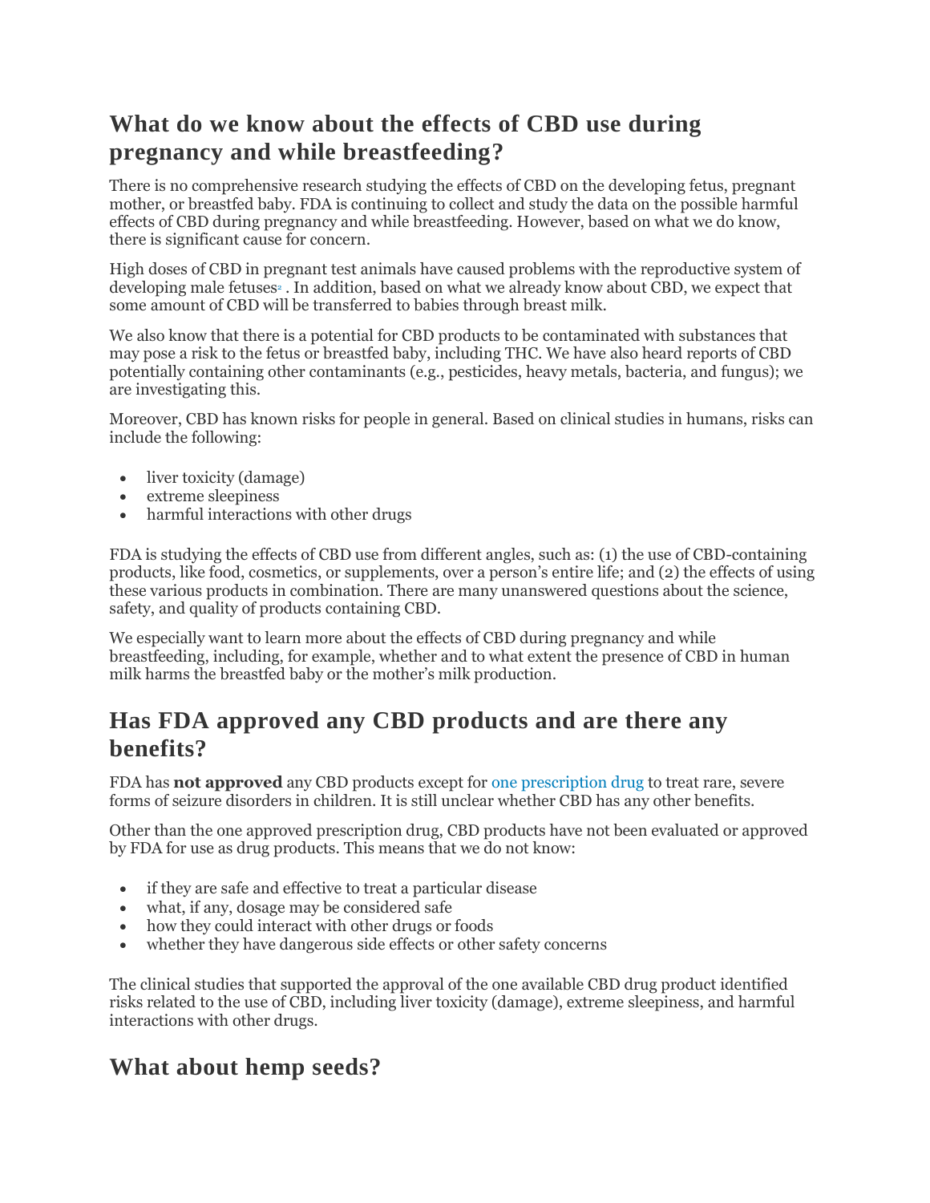## What do we know about the effects of CBD use during pregnancy and while breastfeeding?

There is no comprehensive research studying the effects of CBD on the developing fetus, pregnant mother, or breastfed baby. FDA is continuing to collect and study the data on the possible harmful effects of CBD during pregnancy and while breastfeeding. However, based on what we do know, there is significant cause for concern.

High doses of CBD in pregnant test animals have caused problems with the reproductive system of developing male fetuses[1] . In addition, based on what we already know about CBD, we expect that some amount of CBD will be transferred to babies through breast milk.

We also know that there is a potential for CBD products to be contaminated with substances that may pose a risk to the fetus or breastfed baby, including THC. We have also heard reports of CBD potentially containing other contaminants (e.g., pesticides, heavy metals, bacteria, and fungus); we are investigating this.

Moreover, CBD has known risks for people in general. Based on clinical studies in humans, risks can include the following:

- liver toxicity (damage)
- extreme sleepiness
- harmful interactions with other drugs

FDA is studying the effects of CBD use from different angles, such as: (1) the use of CBD-containing products, like food, cosmetics, or supplements, over a person's entire life; and (2) the effects of using these various products in combination. There are many unanswered questions about the science, safety, and quality of products containing CBD.

We especially want to learn more about the effects of CBD during pregnancy and while breastfeeding, including, for example, whether and to what extent the presence of CBD in human milk harms the breastfed baby or the mother's milk production.

## Has FDA approved any CBD products and are there any benefits?

FDA has **not approved** any CBD products except for one prescription drug to treat rare, severe forms of seizure disorders in children. It is still unclear whether CBD has any other benefits.

Other than the one approved prescription drug, CBD products have not been evaluated or approved by FDA for use as drug products. This means that we do not know:

- if they are safe and effective to treat a particular disease
- what, if any, dosage may be considered safe
- how they could interact with other drugs or foods
- whether they have dangerous side effects or other safety concerns

The clinical studies that supported the approval of the one available CBD drug product identified risks related to the use of CBD, including liver toxicity (damage), extreme sleepiness, and harmful interactions with other drugs.

## What about hemp seeds?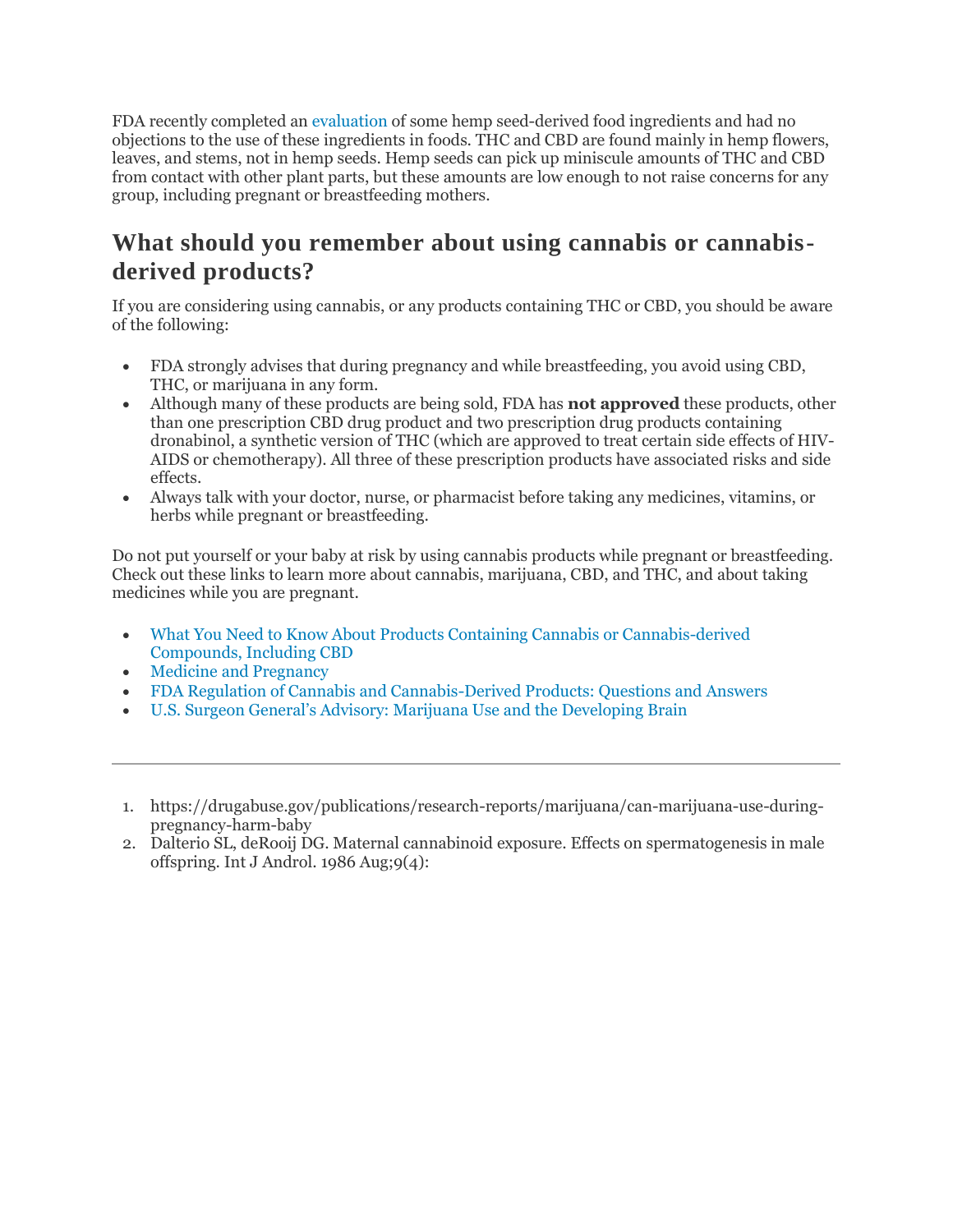FDA recently completed an evaluation of some hemp seed-derived food ingredients and had no objections to the use of these ingredients in foods. THC and CBD are found mainly in hemp flowers, leaves, and stems, not in hemp seeds. Hemp seeds can pick up miniscule amounts of THC and CBD from contact with other plant parts, but these amounts are low enough to not raise concerns for any group, including pregnant or breastfeeding mothers.

## What should you remember about using cannabis or cannabis-derived products?

If you are considering using cannabis, or any products containing THC or CBD, you should be aware of the following:

- FDA strongly advises that during pregnancy and while breastfeeding, you avoid using CBD, THC, or marijuana in any form.
- Although many of these products are being sold, FDA has **not approved** these products, other than one prescription CBD drug product and two prescription drug products containing dronabinol, a synthetic version of THC (which are approved to treat certain side effects of HIV-AIDS or chemotherapy). All three of these prescription products have associated risks and side effects.
- Always talk with your doctor, nurse, or pharmacist before taking any medicines, vitamins, or herbs while pregnant or breastfeeding.

Do not put yourself or your baby at risk by using cannabis products while pregnant or breastfeeding. Check out these links to learn more about cannabis, marijuana, CBD, and THC, and about taking medicines while you are pregnant.

- What You Need to Know About Products Containing Cannabis or Cannabis-derived Compounds, Including CBD
- Medicine and Pregnancy
- FDA Regulation of Cannabis and Cannabis-Derived Products: Questions and Answers
- U.S. Surgeon General's Advisory: Marijuana Use and the Developing Brain

---

1. https://drugabuse.gov/publications/research-reports/marijuana/can-marijuana-use-during-pregnancy-harm-baby
2. Dalterio SL, deRooij DG. Maternal cannabinoid exposure. Effects on spermatogenesis in male offspring. Int J Androl. 1986 Aug;9(4):